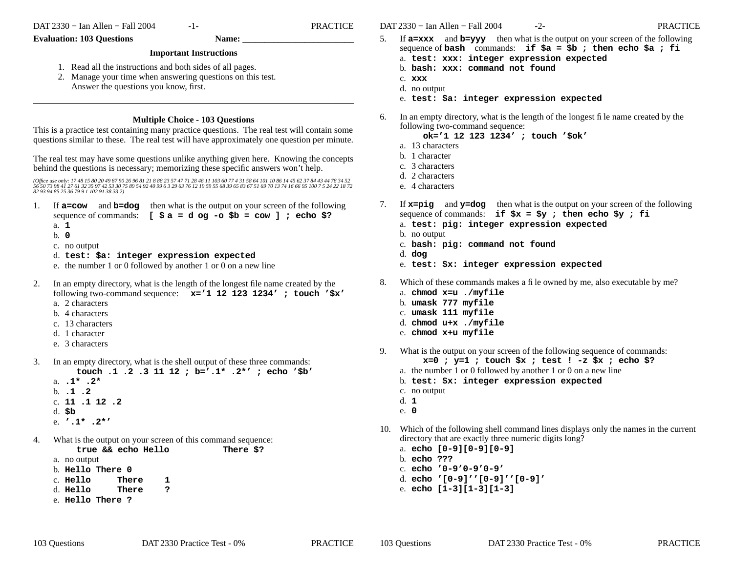**Evaluation: 103 Questions** **Name: ________________________**

### Important Instructions

1. Read all the instructions and both sides of all pages.
2. Manage your time when answering questions on this test. Answer the questions you know, first.

---

## Multiple Choice - 103 Questions

This is a practice test containing many practice questions. The real test will contain some questions similar to these. The real test will have approximately one question per minute.

The real test may have some questions unlike anything given here. Knowing the concepts behind the questions is necessary; memorizing these specific answers won't help.

*(Office use only: 17 48 15 80 20 49 87 90 26 96 81 21 8 88 23 57 47 71 28 46 11 103 60 77 4 31 58 64 101 10 86 14 45 62 37 84 43 44 78 34 52 56 50 73 98 41 27 61 32 35 97 42 53 30 75 89 54 92 40 99 6 3 29 63 76 12 19 59 55 68 39 65 83 67 51 69 70 13 74 16 66 95 100 7 5 24 22 18 72 82 93 94 85 25 36 79 9 1 102 91 38 33 2)*

1. If **a=cow** and **b=dog** then what is the output on your screen of the following sequence of commands: **[ $a = dog -o $b = cow ] ; echo $?**
   a. **1**
   b. **0**
   c. no output
   d. **test: $a: integer expression expected**
   e. the number 1 or 0 followed by another 1 or 0 on a new line

2. In an empty directory, what is the length of the longest file name created by the following two-command sequence: **x='1 12 123 1234' ; touch '$x'**
   a. 2 characters
   b. 4 characters
   c. 13 characters
   d. 1 character
   e. 3 characters

3. In an empty directory, what is the shell output of these three commands:
   **touch .1 .2 .3 11 12 ; b='.1* .2*' ; echo '$b'**
   a. **.1* .2***
   b. **.1 .2**
   c. **11 .1 12 .2**
   d. **$b**
   e. **'.1* .2*'**

4. What is the output on your screen of this command sequence:
   **true && echo Hello          There $?**
   a. no output
   b. **Hello There 0**
   c. **Hello     There    1**
   d. **Hello     There    ?**
   e. **Hello There ?**

5. If **a=xxx** and **b=yyy** then what is the output on your screen of the following sequence of **bash** commands: **if $a = $b ; then echo $a ; fi**
   a. **test: xxx: integer expression expected**
   b. **bash: xxx: command not found**
   c. **xxx**
   d. no output
   e. **test: $a: integer expression expected**

6. In an empty directory, what is the length of the longest file name created by the following two-command sequence:
   **ok='1 12 123 1234' ; touch '$ok'**
   a. 13 characters
   b. 1 character
   c. 3 characters
   d. 2 characters
   e. 4 characters

7. If **x=pig** and **y=dog** then what is the output on your screen of the following sequence of commands: **if $x = $y ; then echo $y ; fi**
   a. **test: pig: integer expression expected**
   b. no output
   c. **bash: pig: command not found**
   d. **dog**
   e. **test: $x: integer expression expected**

8. Which of these commands makes a file owned by me, also executable by me?
   a. **chmod x=u ./myfile**
   b. **umask 777 myfile**
   c. **umask 111 myfile**
   d. **chmod u+x ./myfile**
   e. **chmod x+u myfile**

9. What is the output on your screen of the following sequence of commands:
   **x=0 ; y=1 ; touch $x ; test ! -z $x ; echo $?**
   a. the number 1 or 0 followed by another 1 or 0 on a new line
   b. **test: $x: integer expression expected**
   c. no output
   d. **1**
   e. **0**

10. Which of the following shell command lines displays only the names in the current directory that are exactly three numeric digits long?
    a. **echo [0-9][0-9][0-9]**
    b. **echo ???**
    c. **echo '0-9'0-9'0-9'**
    d. **echo '[0-9]''[0-9]''[0-9]'**
    e. **echo [1-3][1-3][1-3]**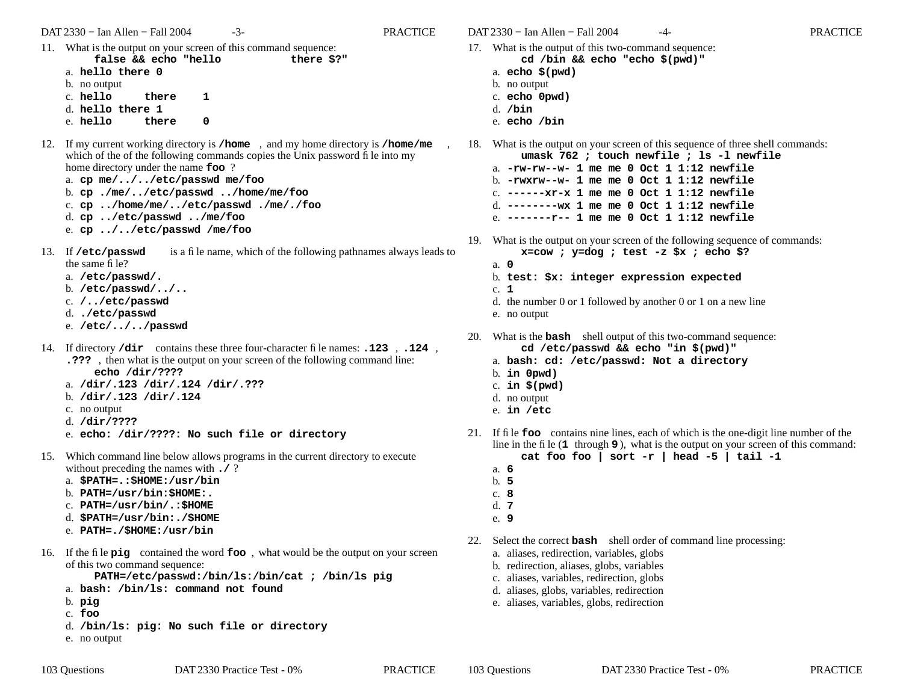11. What is the output on your screen of this command sequence:
    `false && echo "hello          there $?"`
    a. **hello there 0**
    b. no output
    c. **hello     there     1**
    d. **hello there 1**
    e. **hello     there     0**

12. If my current working directory is **/home**, and my home directory is **/home/me**, which of the of the following commands copies the Unix password file into my home directory under the name **foo** ?
    a. **cp me/../../etc/passwd me/foo**
    b. **cp ./me/../etc/passwd ../home/me/foo**
    c. **cp ../home/me/../etc/passwd ./me/./foo**
    d. **cp ../etc/passwd ../me/foo**
    e. **cp ../../etc/passwd /me/foo**

13. If **/etc/passwd** is a file name, which of the following pathnames always leads to the same file?
    a. **/etc/passwd/.**
    b. **/etc/passwd/../..**
    c. **/../etc/passwd**
    d. **./etc/passwd**
    e. **/etc/../../passwd**

14. If directory **/dir** contains these three four-character file names: **.123** , **.124** , **.???** , then what is the output on your screen of the following command line:
    `echo /dir/????`
    a. **/dir/.123 /dir/.124 /dir/.???**
    b. **/dir/.123 /dir/.124**
    c. no output
    d. **/dir/????**
    e. **echo: /dir/????: No such file or directory**

15. Which command line below allows programs in the current directory to execute without preceding the names with **./** ?
    a. **$PATH=.:$HOME:/usr/bin**
    b. **PATH=/usr/bin:$HOME:.**
    c. **PATH=/usr/bin/.:$HOME**
    d. **$PATH=/usr/bin:./$HOME**
    e. **PATH=./$HOME:/usr/bin**

16. If the file **pig** contained the word **foo** , what would be the output on your screen of this two command sequence:
    `PATH=/etc/passwd:/bin/ls:/bin/cat ; /bin/ls pig`
    a. **bash: /bin/ls: command not found**
    b. **pig**
    c. **foo**
    d. **/bin/ls: pig: No such file or directory**
    e. no output

17. What is the output of this two-command sequence:
    `cd /bin && echo "echo $(pwd)"`
    a. **echo $(pwd)**
    b. no output
    c. **echo 0pwd)**
    d. **/bin**
    e. **echo /bin**

18. What is the output on your screen of this sequence of three shell commands:
    `umask 762 ; touch newfile ; ls -l newfile`
    a. **-rw-rw--w- 1 me me 0 Oct 1 1:12 newfile**
    b. **-rwxrw--w- 1 me me 0 Oct 1 1:12 newfile**
    c. **------xr-x 1 me me 0 Oct 1 1:12 newfile**
    d. **--------wx 1 me me 0 Oct 1 1:12 newfile**
    e. **-------r-- 1 me me 0 Oct 1 1:12 newfile**

19. What is the output on your screen of the following sequence of commands:
    `x=cow ; y=dog ; test -z $x ; echo $?`
    a. **0**
    b. **test: $x: integer expression expected**
    c. **1**
    d. the number 0 or 1 followed by another 0 or 1 on a new line
    e. no output

20. What is the **bash** shell output of this two-command sequence:
    `cd /etc/passwd && echo "in $(pwd)"`
    a. **bash: cd: /etc/passwd: Not a directory**
    b. **in 0pwd)**
    c. **in $(pwd)**
    d. no output
    e. **in /etc**

21. If file **foo** contains nine lines, each of which is the one-digit line number of the line in the file (**1** through **9** ), what is the output on your screen of this command:
    `cat foo foo | sort -r | head -5 | tail -1`
    a. **6**
    b. **5**
    c. **8**
    d. **7**
    e. **9**

22. Select the correct **bash** shell order of command line processing:
    a. aliases, redirection, variables, globs
    b. redirection, aliases, globs, variables
    c. aliases, variables, redirection, globs
    d. aliases, globs, variables, redirection
    e. aliases, variables, globs, redirection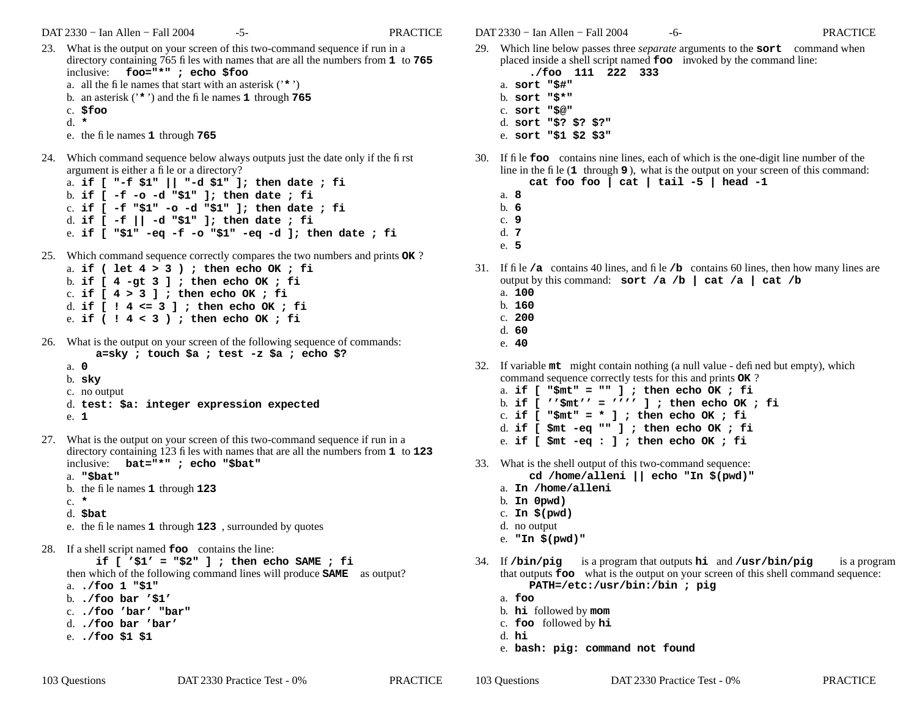23. What is the output on your screen of this two-command sequence if run in a directory containing 765 files with names that are all the numbers from **1** to **765** inclusive: **foo="*" ; echo $foo**
    a. all the file names that start with an asterisk ('**\***')
    b. an asterisk ('**\***') and the file names **1** through **765**
    c. **$foo**
    d. **\***
    e. the file names **1** through **765**

24. Which command sequence below always outputs just the date only if the first argument is either a file or a directory?
    a. **if [ "-f $1" || "-d $1" ]; then date ; fi**
    b. **if [ -f -o -d "$1" ]; then date ; fi**
    c. **if [ -f "$1" -o -d "$1" ]; then date ; fi**
    d. **if [ -f || -d "$1" ]; then date ; fi**
    e. **if [ "$1" -eq -f -o "$1" -eq -d ]; then date ; fi**

25. Which command sequence correctly compares the two numbers and prints **OK** ?
    a. **if ( let 4 > 3 ) ; then echo OK ; fi**
    b. **if [ 4 -gt 3 ] ; then echo OK ; fi**
    c. **if [ 4 > 3 ] ; then echo OK ; fi**
    d. **if [ ! 4 <= 3 ] ; then echo OK ; fi**
    e. **if ( ! 4 < 3 ) ; then echo OK ; fi**

26. What is the output on your screen of the following sequence of commands:
    **a=sky ; touch $a ; test -z $a ; echo $?**
    a. **0**
    b. **sky**
    c. no output
    d. **test: $a: integer expression expected**
    e. **1**

27. What is the output on your screen of this two-command sequence if run in a directory containing 123 files with names that are all the numbers from **1** to **123** inclusive: **bat="*" ; echo "$bat"**
    a. **"$bat"**
    b. the file names **1** through **123**
    c. **\***
    d. **$bat**
    e. the file names **1** through **123** , surrounded by quotes

28. If a shell script named **foo** contains the line:
    **if [ '$1' = "$2" ] ; then echo SAME ; fi**
    then which of the following command lines will produce **SAME** as output?
    a. **./foo 1 "$1"**
    b. **./foo bar '$1'**
    c. **./foo 'bar' "bar"**
    d. **./foo bar 'bar'**
    e. **./foo $1 $1**

29. Which line below passes three *separate* arguments to the **sort** command when placed inside a shell script named **foo** invoked by the command line:
    **./foo 111 222 333**
    a. **sort "$#"**
    b. **sort "$*"**
    c. **sort "$@"**
    d. **sort "$? $? $?"**
    e. **sort "$1 $2 $3"**

30. If file **foo** contains nine lines, each of which is the one-digit line number of the line in the file (**1** through **9** ), what is the output on your screen of this command:
    **cat foo foo | cat | tail -5 | head -1**
    a. **8**
    b. **6**
    c. **9**
    d. **7**
    e. **5**

31. If file **/a** contains 40 lines, and file **/b** contains 60 lines, then how many lines are output by this command: **sort /a /b | cat /a | cat /b**
    a. **100**
    b. **160**
    c. **200**
    d. **60**
    e. **40**

32. If variable **mt** might contain nothing (a null value - defined but empty), which command sequence correctly tests for this and prints **OK** ?
    a. **if [ "$mt" = "" ] ; then echo OK ; fi**
    b. **if [ ''$mt'' = '''' ] ; then echo OK ; fi**
    c. **if [ "$mt" = * ] ; then echo OK ; fi**
    d. **if [ $mt -eq "" ] ; then echo OK ; fi**
    e. **if [ $mt -eq : ] ; then echo OK ; fi**

33. What is the shell output of this two-command sequence:
    **cd /home/alleni || echo "In $(pwd)"**
    a. **In /home/alleni**
    b. **In 0pwd)**
    c. **In $(pwd)**
    d. no output
    e. **"In $(pwd)"**

34. If **/bin/pig** is a program that outputs **hi** and **/usr/bin/pig** is a program that outputs **foo** what is the output on your screen of this shell command sequence:
    **PATH=/etc:/usr/bin:/bin ; pig**
    a. **foo**
    b. **hi** followed by **mom**
    c. **foo** followed by **hi**
    d. **hi**
    e. **bash: pig: command not found**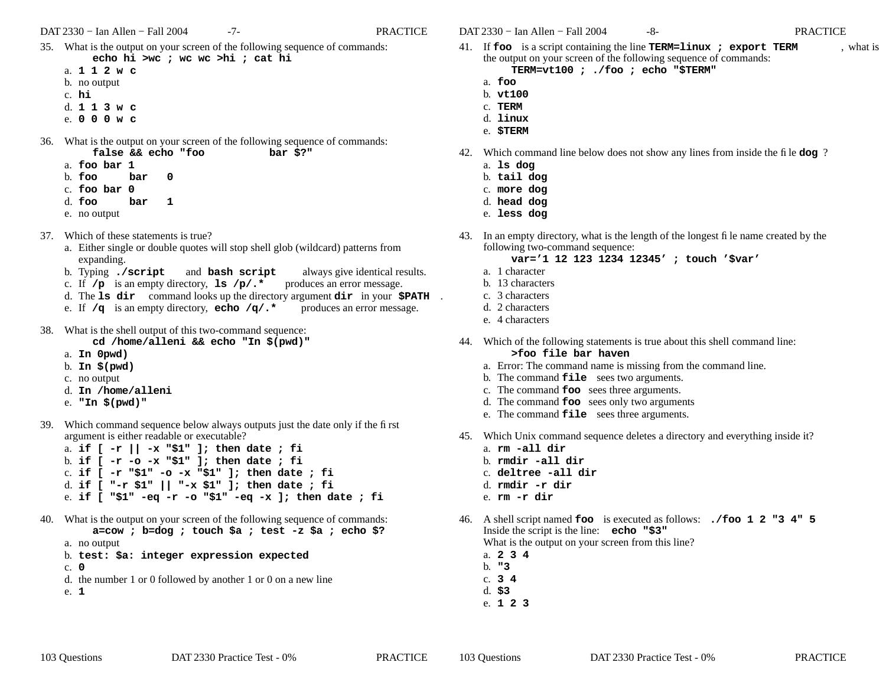35. What is the output on your screen of the following sequence of commands:
    **echo hi >wc ; wc wc >hi ; cat hi**
    a. **1 1 2 w c**
    b. no output
    c. **hi**
    d. **1 1 3 w c**
    e. **0 0 0 w c**

36. What is the output on your screen of the following sequence of commands:
    **false && echo "foo      bar $?"**
    a. **foo bar 1**
    b. **foo      bar   0**
    c. **foo bar 0**
    d. **foo      bar   1**
    e. no output

37. Which of these statements is true?
    a. Either single or double quotes will stop shell glob (wildcard) patterns from expanding.
    b. Typing **./script** and **bash script** always give identical results.
    c. If **/p** is an empty directory, **ls /p/.*** produces an error message.
    d. The **ls dir** command looks up the directory argument **dir** in your **$PATH**.
    e. If **/q** is an empty directory, **echo /q/.*** produces an error message.

38. What is the shell output of this two-command sequence:
    **cd /home/alleni && echo "In $(pwd)"**
    a. **In 0pwd)**
    b. **In $(pwd)**
    c. no output
    d. **In /home/alleni**
    e. **"In $(pwd)"**

39. Which command sequence below always outputs just the date only if the first argument is either readable or executable?
    a. **if [ -r || -x "$1" ]; then date ; fi**
    b. **if [ -r -o -x "$1" ]; then date ; fi**
    c. **if [ -r "$1" -o -x "$1" ]; then date ; fi**
    d. **if [ "-r $1" || "-x $1" ]; then date ; fi**
    e. **if [ "$1" -eq -r -o "$1" -eq -x ]; then date ; fi**

40. What is the output on your screen of the following sequence of commands:
    **a=cow ; b=dog ; touch $a ; test -z $a ; echo $?**
    a. no output
    b. **test: $a: integer expression expected**
    c. **0**
    d. the number 1 or 0 followed by another 1 or 0 on a new line
    e. **1**

41. If **foo** is a script containing the line **TERM=linux ; export TERM**, what is the output on your screen of the following sequence of commands:
    **TERM=vt100 ; ./foo ; echo "$TERM"**
    a. **foo**
    b. **vt100**
    c. **TERM**
    d. **linux**
    e. **$TERM**

42. Which command line below does not show any lines from inside the file **dog** ?
    a. **ls dog**
    b. **tail dog**
    c. **more dog**
    d. **head dog**
    e. **less dog**

43. In an empty directory, what is the length of the longest file name created by the following two-command sequence:
    **var='1 12 123 1234 12345' ; touch '$var'**
    a. 1 character
    b. 13 characters
    c. 3 characters
    d. 2 characters
    e. 4 characters

44. Which of the following statements is true about this shell command line:
    **>foo file bar haven**
    a. Error: The command name is missing from the command line.
    b. The command **file** sees two arguments.
    c. The command **foo** sees three arguments.
    d. The command **foo** sees only two arguments
    e. The command **file** sees three arguments.

45. Which Unix command sequence deletes a directory and everything inside it?
    a. **rm -all dir**
    b. **rmdir -all dir**
    c. **deltree -all dir**
    d. **rmdir -r dir**
    e. **rm -r dir**

46. A shell script named **foo** is executed as follows: **./foo 1 2 "3 4" 5**
    Inside the script is the line: **echo "$3"**
    What is the output on your screen from this line?
    a. **2 3 4**
    b. **"3**
    c. **3 4**
    d. **$3**
    e. **1 2 3**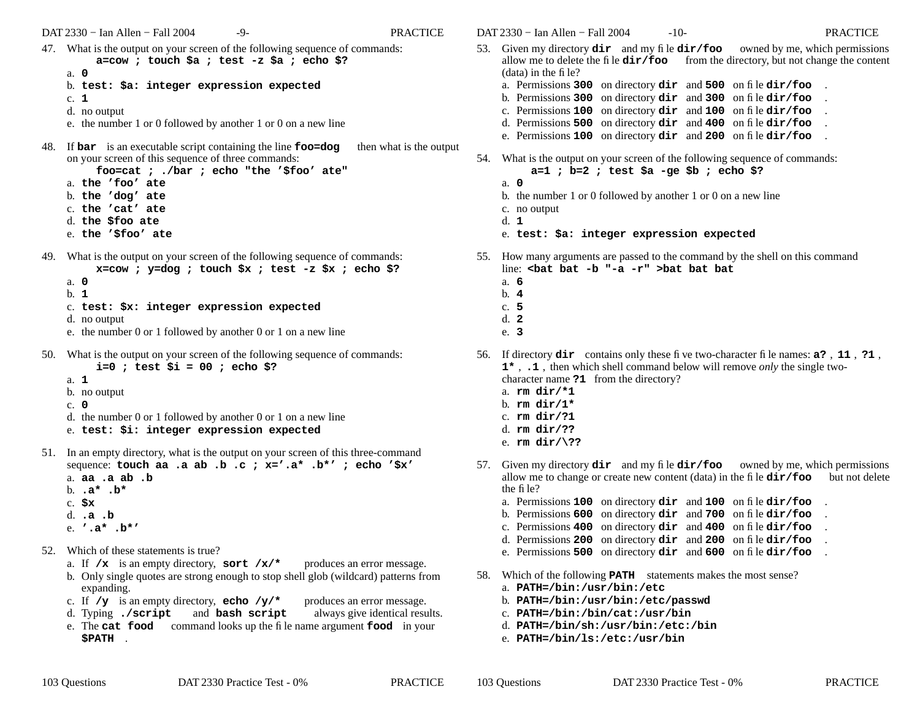47. What is the output on your screen of the following sequence of commands:
    **a=cow ; touch $a ; test -z $a ; echo $?**
    a. **0**
    b. **test: $a: integer expression expected**
    c. **1**
    d. no output
    e. the number 1 or 0 followed by another 1 or 0 on a new line

48. If **bar** is an executable script containing the line **foo=dog** then what is the output on your screen of this sequence of three commands:
    **foo=cat ; ./bar ; echo "the '$foo' ate"**
    a. **the 'foo' ate**
    b. **the 'dog' ate**
    c. **the 'cat' ate**
    d. **the $foo ate**
    e. **the '$foo' ate**

49. What is the output on your screen of the following sequence of commands:
    **x=cow ; y=dog ; touch $x ; test -z $x ; echo $?**
    a. **0**
    b. **1**
    c. **test: $x: integer expression expected**
    d. no output
    e. the number 0 or 1 followed by another 0 or 1 on a new line

50. What is the output on your screen of the following sequence of commands:
    **i=0 ; test $i = 00 ; echo $?**
    a. **1**
    b. no output
    c. **0**
    d. the number 0 or 1 followed by another 0 or 1 on a new line
    e. **test: $i: integer expression expected**

51. In an empty directory, what is the output on your screen of this three-command sequence: **touch aa .a ab .b .c ; x='.a* .b*' ; echo '$x'**
    a. **aa .a ab .b**
    b. **.a* .b***
    c. **$x**
    d. **.a .b**
    e. **'.a* .b*'**

52. Which of these statements is true?
    a. If **/x** is an empty directory, **sort /x/*** produces an error message.
    b. Only single quotes are strong enough to stop shell glob (wildcard) patterns from expanding.
    c. If **/y** is an empty directory, **echo /y/*** produces an error message.
    d. Typing **./script** and **bash script** always give identical results.
    e. The **cat food** command looks up the file name argument **food** in your **$PATH**.

53. Given my directory **dir** and my file **dir/foo** owned by me, which permissions allow me to delete the file **dir/foo** from the directory, but not change the content (data) in the file?
    a. Permissions **300** on directory **dir** and **500** on file **dir/foo**.
    b. Permissions **300** on directory **dir** and **300** on file **dir/foo**.
    c. Permissions **100** on directory **dir** and **100** on file **dir/foo**.
    d. Permissions **500** on directory **dir** and **400** on file **dir/foo**.
    e. Permissions **100** on directory **dir** and **200** on file **dir/foo**.

54. What is the output on your screen of the following sequence of commands:
    **a=1 ; b=2 ; test $a -ge $b ; echo $?**
    a. **0**
    b. the number 1 or 0 followed by another 1 or 0 on a new line
    c. no output
    d. **1**
    e. **test: $a: integer expression expected**

55. How many arguments are passed to the command by the shell on this command line: **<bat bat -b "-a -r" >bat bat bat**
    a. **6**
    b. **4**
    c. **5**
    d. **2**
    e. **3**

56. If directory **dir** contains only these five two-character file names: **a?**, **11**, **?1**, **1***, **.1**, then which shell command below will remove *only* the single two-character name **?1** from the directory?
    a. **rm dir/*1**
    b. **rm dir/1***
    c. **rm dir/?1**
    d. **rm dir/??**
    e. **rm dir/\??**

57. Given my directory **dir** and my file **dir/foo** owned by me, which permissions allow me to change or create new content (data) in the file **dir/foo** but not delete the file?
    a. Permissions **100** on directory **dir** and **100** on file **dir/foo**.
    b. Permissions **600** on directory **dir** and **700** on file **dir/foo**.
    c. Permissions **400** on directory **dir** and **400** on file **dir/foo**.
    d. Permissions **200** on directory **dir** and **200** on file **dir/foo**.
    e. Permissions **500** on directory **dir** and **600** on file **dir/foo**.

58. Which of the following **PATH** statements makes the most sense?
    a. **PATH=/bin:/usr/bin:/etc**
    b. **PATH=/bin:/usr/bin:/etc/passwd**
    c. **PATH=/bin:/bin/cat:/usr/bin**
    d. **PATH=/bin/sh:/usr/bin:/etc:/bin**
    e. **PATH=/bin/ls:/etc:/usr/bin**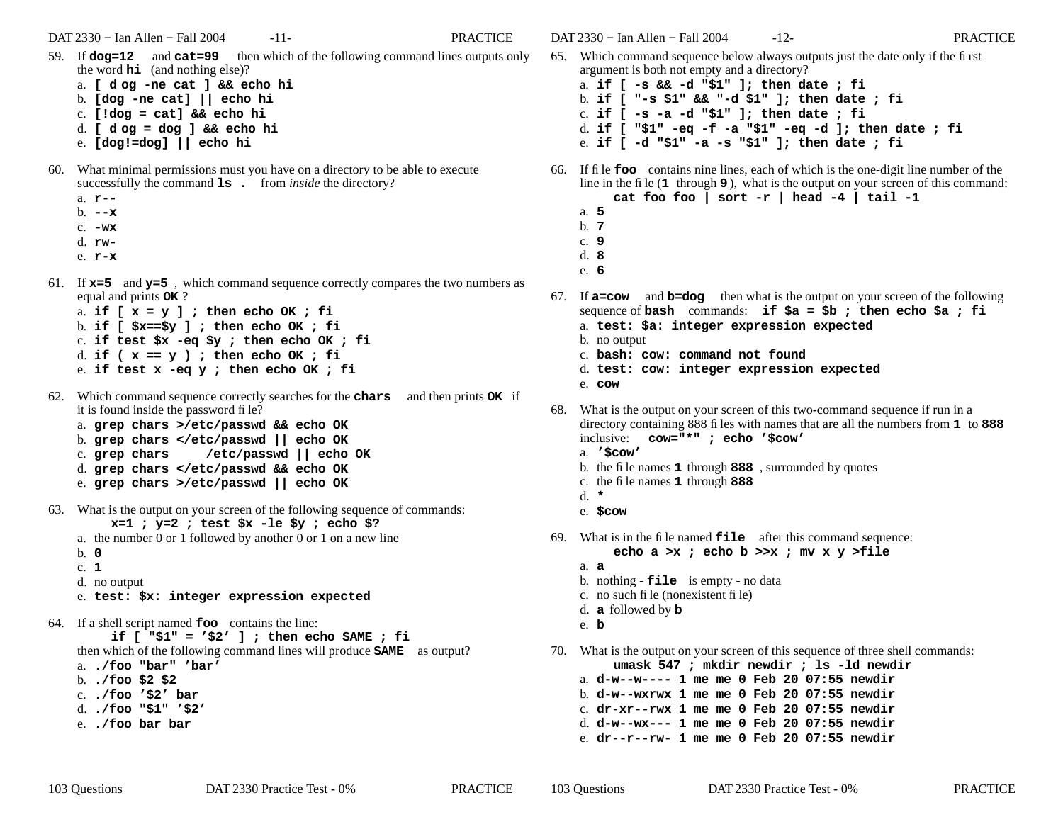59. If **dog=12** and **cat=99** then which of the following command lines outputs only the word **hi** (and nothing else)?
   a. **[ dog -ne cat ] && echo hi**
   b. **[dog -ne cat] || echo hi**
   c. **[!dog = cat] && echo hi**
   d. **[ dog = dog ] && echo hi**
   e. **[dog!=dog] || echo hi**

60. What minimal permissions must you have on a directory to be able to execute successfully the command **ls .** from *inside* the directory?
   a. **r--**
   b. **--x**
   c. **-wx**
   d. **rw-**
   e. **r-x**

61. If **x=5** and **y=5** , which command sequence correctly compares the two numbers as equal and prints **OK** ?
   a. **if [ x = y ] ; then echo OK ; fi**
   b. **if [ $x==$y ] ; then echo OK ; fi**
   c. **if test $x -eq $y ; then echo OK ; fi**
   d. **if ( x == y ) ; then echo OK ; fi**
   e. **if test x -eq y ; then echo OK ; fi**

62. Which command sequence correctly searches for the **chars** and then prints **OK** if it is found inside the password file?
   a. **grep chars >/etc/passwd && echo OK**
   b. **grep chars </etc/passwd || echo OK**
   c. **grep chars /etc/passwd || echo OK**
   d. **grep chars </etc/passwd && echo OK**
   e. **grep chars >/etc/passwd || echo OK**

63. What is the output on your screen of the following sequence of commands:
   **x=1 ; y=2 ; test $x -le $y ; echo $?**
   a. the number 0 or 1 followed by another 0 or 1 on a new line
   b. **0**
   c. **1**
   d. no output
   e. **test: $x: integer expression expected**

64. If a shell script named **foo** contains the line:
   **if [ "$1" = '$2' ] ; then echo SAME ; fi**
   then which of the following command lines will produce **SAME** as output?
   a. **./foo "bar" 'bar'**
   b. **./foo $2 $2**
   c. **./foo '$2' bar**
   d. **./foo "$1" '$2'**
   e. **./foo bar bar**

65. Which command sequence below always outputs just the date only if the first argument is both not empty and a directory?
   a. **if [ -s && -d "$1" ]; then date ; fi**
   b. **if [ "-s $1" && "-d $1" ]; then date ; fi**
   c. **if [ -s -a -d "$1" ]; then date ; fi**
   d. **if [ "$1" -eq -f -a "$1" -eq -d ]; then date ; fi**
   e. **if [ -d "$1" -a -s "$1" ]; then date ; fi**

66. If file **foo** contains nine lines, each of which is the one-digit line number of the line in the file (**1** through **9** ), what is the output on your screen of this command:
   **cat foo foo | sort -r | head -4 | tail -1**
   a. **5**
   b. **7**
   c. **9**
   d. **8**
   e. **6**

67. If **a=cow** and **b=dog** then what is the output on your screen of the following sequence of **bash** commands: **if $a = $b ; then echo $a ; fi**
   a. **test: $a: integer expression expected**
   b. no output
   c. **bash: cow: command not found**
   d. **test: cow: integer expression expected**
   e. **cow**

68. What is the output on your screen of this two-command sequence if run in a directory containing 888 files with names that are all the numbers from **1** to **888** inclusive: **cow="*" ; echo '$cow'**
   a. **'$cow'**
   b. the file names **1** through **888** , surrounded by quotes
   c. the file names **1** through **888**
   d. *****
   e. **$cow**

69. What is in the file named **file** after this command sequence:
   **echo a >x ; echo b >>x ; mv x y >file**
   a. **a**
   b. nothing - **file** is empty - no data
   c. no such file (nonexistent file)
   d. **a** followed by **b**
   e. **b**

70. What is the output on your screen of this sequence of three shell commands:
   **umask 547 ; mkdir newdir ; ls -ld newdir**
   a. **d-w--w---- 1 me me 0 Feb 20 07:55 newdir**
   b. **d-w--wxrwx 1 me me 0 Feb 20 07:55 newdir**
   c. **dr-xr--rwx 1 me me 0 Feb 20 07:55 newdir**
   d. **d-w--wx--- 1 me me 0 Feb 20 07:55 newdir**
   e. **dr--r--rw- 1 me me 0 Feb 20 07:55 newdir**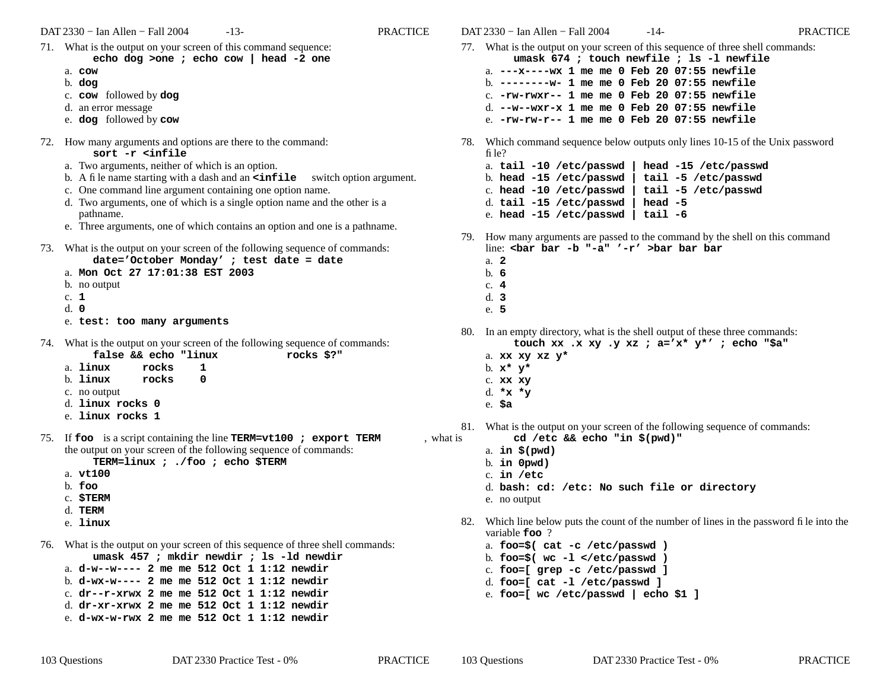71. What is the output on your screen of this command sequence:
    **echo dog >one ; echo cow | head -2 one**
    a. **cow**
    b. **dog**
    c. **cow** followed by **dog**
    d. an error message
    e. **dog** followed by **cow**

72. How many arguments and options are there to the command:
    **sort -r <infile**
    a. Two arguments, neither of which is an option.
    b. A file name starting with a dash and an **<infile** switch option argument.
    c. One command line argument containing one option name.
    d. Two arguments, one of which is a single option name and the other is a pathname.
    e. Three arguments, one of which contains an option and one is a pathname.

73. What is the output on your screen of the following sequence of commands:
    **date='October Monday' ; test date = date**
    a. **Mon Oct 27 17:01:38 EST 2003**
    b. no output
    c. **1**
    d. **0**
    e. **test: too many arguments**

74. What is the output on your screen of the following sequence of commands:
    **false && echo "linux        rocks $?"**
    a. **linux    rocks    1**
    b. **linux    rocks    0**
    c. no output
    d. **linux rocks 0**
    e. **linux rocks 1**

75. If **foo** is a script containing the line **TERM=vt100 ; export TERM** , what is the output on your screen of the following sequence of commands:
    **TERM=linux ; ./foo ; echo $TERM**
    a. **vt100**
    b. **foo**
    c. **$TERM**
    d. **TERM**
    e. **linux**

76. What is the output on your screen of this sequence of three shell commands:
    **umask 457 ; mkdir newdir ; ls -ld newdir**
    a. **d-w--w---- 2 me me 512 Oct 1 1:12 newdir**
    b. **d-wx-w---- 2 me me 512 Oct 1 1:12 newdir**
    c. **dr--r-xrwx 2 me me 512 Oct 1 1:12 newdir**
    d. **dr-xr-xrwx 2 me me 512 Oct 1 1:12 newdir**
    e. **d-wx-w-rwx 2 me me 512 Oct 1 1:12 newdir**

77. What is the output on your screen of this sequence of three shell commands:
    **umask 674 ; touch newfile ; ls -l newfile**
    a. **---x----wx 1 me me 0 Feb 20 07:55 newfile**
    b. **--------w- 1 me me 0 Feb 20 07:55 newfile**
    c. **-rw-rwxr-- 1 me me 0 Feb 20 07:55 newfile**
    d. **--w--wxr-x 1 me me 0 Feb 20 07:55 newfile**
    e. **-rw-rw-r-- 1 me me 0 Feb 20 07:55 newfile**

78. Which command sequence below outputs only lines 10-15 of the Unix password file?
    a. **tail -10 /etc/passwd | head -15 /etc/passwd**
    b. **head -15 /etc/passwd | tail -5 /etc/passwd**
    c. **head -10 /etc/passwd | tail -5 /etc/passwd**
    d. **tail -15 /etc/passwd | head -5**
    e. **head -15 /etc/passwd | tail -6**

79. How many arguments are passed to the command by the shell on this command line: **<bar bar -b "-a" '-r' >bar bar bar**
    a. **2**
    b. **6**
    c. **4**
    d. **3**
    e. **5**

80. In an empty directory, what is the shell output of these three commands:
    **touch xx .x xy .y xz ; a='x* y*' ; echo "$a"**
    a. **xx xy xz y***
    b. **x* y***
    c. **xx xy**
    d. ***x *y**
    e. **$a**

81. What is the output on your screen of the following sequence of commands:
    **cd /etc && echo "in $(pwd)"**
    a. **in $(pwd)**
    b. **in 0pwd)**
    c. **in /etc**
    d. **bash: cd: /etc: No such file or directory**
    e. no output

82. Which line below puts the count of the number of lines in the password file into the variable **foo** ?
    a. **foo=$( cat -c /etc/passwd )**
    b. **foo=$( wc -l </etc/passwd )**
    c. **foo=[ grep -c /etc/passwd ]**
    d. **foo=[ cat -l /etc/passwd ]**
    e. **foo=[ wc /etc/passwd | echo $1 ]**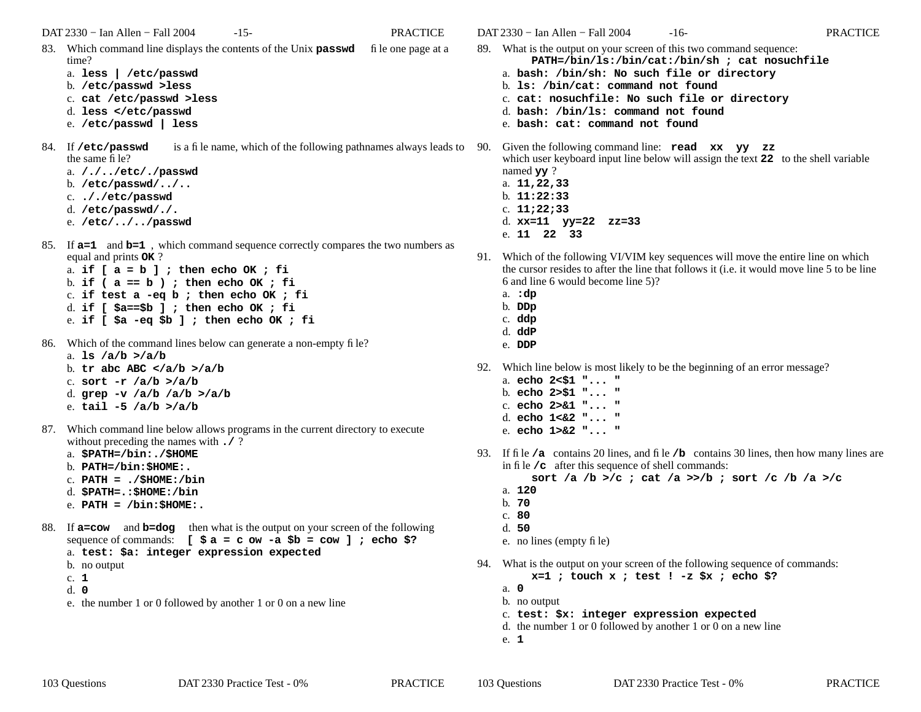83. Which command line displays the contents of the Unix **passwd** file one page at a time?
    a. **less | /etc/passwd**
    b. **/etc/passwd >less**
    c. **cat /etc/passwd >less**
    d. **less </etc/passwd**
    e. **/etc/passwd | less**

84. If **/etc/passwd** is a file name, which of the following pathnames always leads to the same file?
    a. **/./../etc/./passwd**
    b. **/etc/passwd/../..**
    c. **./././etc/passwd**
    d. **/etc/passwd/./.**
    e. **/etc/../../passwd**

85. If **a=1** and **b=1**, which command sequence correctly compares the two numbers as equal and prints **OK** ?
    a. **if [ a = b ] ; then echo OK ; fi**
    b. **if ( a == b ) ; then echo OK ; fi**
    c. **if test a -eq b ; then echo OK ; fi**
    d. **if [ $a==$b ] ; then echo OK ; fi**
    e. **if [ $a -eq $b ] ; then echo OK ; fi**

86. Which of the command lines below can generate a non-empty file?
    a. **ls /a/b >/a/b**
    b. **tr abc ABC </a/b >/a/b**
    c. **sort -r /a/b >/a/b**
    d. **grep -v /a/b /a/b >/a/b**
    e. **tail -5 /a/b >/a/b**

87. Which command line below allows programs in the current directory to execute without preceding the names with **./** ?
    a. **$PATH=/bin:./$HOME**
    b. **PATH=/bin:$HOME:.**
    c. **PATH = ./$HOME:/bin**
    d. **$PATH=.:$HOME:/bin**
    e. **PATH = /bin:$HOME:.**

88. If **a=cow** and **b=dog** then what is the output on your screen of the following sequence of commands: **[ $a = cow -a $b = cow ] ; echo $?**
    a. **test: $a: integer expression expected**
    b. no output
    c. **1**
    d. **0**
    e. the number 1 or 0 followed by another 1 or 0 on a new line

89. What is the output on your screen of this two command sequence:
    **PATH=/bin/ls:/bin/cat:/bin/sh ; cat nosuchfile**
    a. **bash: /bin/sh: No such file or directory**
    b. **ls: /bin/cat: command not found**
    c. **cat: nosuchfile: No such file or directory**
    d. **bash: /bin/ls: command not found**
    e. **bash: cat: command not found**

90. Given the following command line: **read xx yy zz**
    which user keyboard input line below will assign the text **22** to the shell variable named **yy** ?
    a. **11,22,33**
    b. **11:22:33**
    c. **11;22;33**
    d. **xx=11 yy=22 zz=33**
    e. **11 22 33**

91. Which of the following VI/VIM key sequences will move the entire line on which the cursor resides to after the line that follows it (i.e. it would move line 5 to be line 6 and line 6 would become line 5)?
    a. **:dp**
    b. **DDp**
    c. **ddp**
    d. **ddP**
    e. **DDP**

92. Which line below is most likely to be the beginning of an error message?
    a. **echo 2<$1 "... "**
    b. **echo 2>$1 "... "**
    c. **echo 2>&1 "... "**
    d. **echo 1<&2 "... "**
    e. **echo 1>&2 "... "**

93. If file **/a** contains 20 lines, and file **/b** contains 30 lines, then how many lines are in file **/c** after this sequence of shell commands:
    **sort /a /b >/c ; cat /a >>/b ; sort /c /b /a >/c**
    a. **120**
    b. **70**
    c. **80**
    d. **50**
    e. no lines (empty file)

94. What is the output on your screen of the following sequence of commands:
    **x=1 ; touch x ; test ! -z $x ; echo $?**
    a. **0**
    b. no output
    c. **test: $x: integer expression expected**
    d. the number 1 or 0 followed by another 1 or 0 on a new line
    e. **1**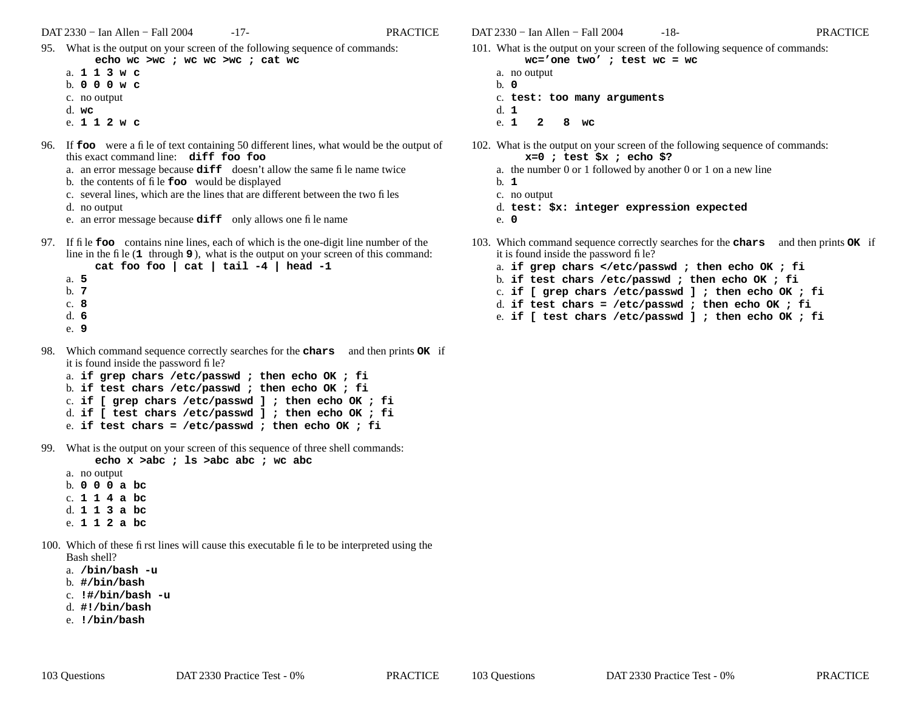95. What is the output on your screen of the following sequence of commands:
    **`echo wc >wc ; wc wc >wc ; cat wc`**
    a. **`1 1 3 w c`**
    b. **`0 0 0 w c`**
    c. no output
    d. **`wc`**
    e. **`1 1 2 w c`**

96. If **`foo`** were a file of text containing 50 different lines, what would be the output of this exact command line: **`diff foo foo`**
    a. an error message because **`diff`** doesn't allow the same file name twice
    b. the contents of file **`foo`** would be displayed
    c. several lines, which are the lines that are different between the two files
    d. no output
    e. an error message because **`diff`** only allows one file name

97. If file **`foo`** contains nine lines, each of which is the one-digit line number of the line in the file (**`1`** through **`9`**), what is the output on your screen of this command:
    **`cat foo foo | cat | tail -4 | head -1`**
    a. **`5`**
    b. **`7`**
    c. **`8`**
    d. **`6`**
    e. **`9`**

98. Which command sequence correctly searches for the **`chars`** and then prints **`OK`** if it is found inside the password file?
    a. **`if grep chars /etc/passwd ; then echo OK ; fi`**
    b. **`if test chars /etc/passwd ; then echo OK ; fi`**
    c. **`if [ grep chars /etc/passwd ] ; then echo OK ; fi`**
    d. **`if [ test chars /etc/passwd ] ; then echo OK ; fi`**
    e. **`if test chars = /etc/passwd ; then echo OK ; fi`**

99. What is the output on your screen of this sequence of three shell commands:
    **`echo x >abc ; ls >abc abc ; wc abc`**
    a. no output
    b. **`0 0 0 a bc`**
    c. **`1 1 4 a bc`**
    d. **`1 1 3 a bc`**
    e. **`1 1 2 a bc`**

100. Which of these first lines will cause this executable file to be interpreted using the Bash shell?
    a. **`/bin/bash -u`**
    b. **`#/bin/bash`**
    c. **`!#/bin/bash -u`**
    d. **`#!/bin/bash`**
    e. **`!/bin/bash`**

101. What is the output on your screen of the following sequence of commands:
    **`wc='one two' ; test wc = wc`**
    a. no output
    b. **`0`**
    c. **`test: too many arguments`**
    d. **`1`**
    e. **`1 2 8 wc`**

102. What is the output on your screen of the following sequence of commands:
    **`x=0 ; test $x ; echo $?`**
    a. the number 0 or 1 followed by another 0 or 1 on a new line
    b. **`1`**
    c. no output
    d. **`test: $x: integer expression expected`**
    e. **`0`**

103. Which command sequence correctly searches for the **`chars`** and then prints **`OK`** if it is found inside the password file?
    a. **`if grep chars </etc/passwd ; then echo OK ; fi`**
    b. **`if test chars /etc/passwd ; then echo OK ; fi`**
    c. **`if [ grep chars /etc/passwd ] ; then echo OK ; fi`**
    d. **`if test chars = /etc/passwd ; then echo OK ; fi`**
    e. **`if [ test chars /etc/passwd ] ; then echo OK ; fi`**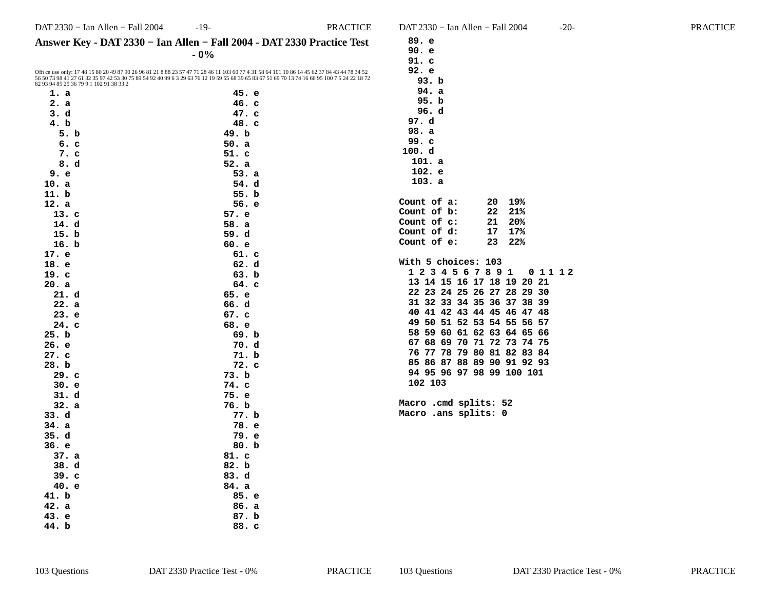## Answer Key - DAT 2330 − Ian Allen − Fall 2004 - DAT 2330 Practice Test - 0%

Office use only: 17 48 15 80 20 49 87 90 26 96 81 21 8 88 23 57 47 71 28 46 11 103 60 77 4 31 58 64 101 10 86 14 45 62 37 84 43 44 78 34 52 56 50 73 98 41 27 61 32 35 97 42 53 30 75 89 54 92 40 99 6 3 29 63 76 12 19 59 55 68 39 65 83 67 51 69 70 13 74 16 66 95 100 7 5 24 22 18 72 82 93 94 85 25 36 79 9 1 102 91 38 33 2

```
1. a
2. a
3. d
4. b
5. b
6. c
7. c
8. d
9. e
10. a
11. b
12. a
13. c
14. d
15. b
16. b
17. e
18. e
19. c
20. a
21. d
22. a
23. e
24. c
25. b
26. e
27. c
28. b
29. c
30. e
31. d
32. a
33. d
34. a
35. d
36. e
37. a
38. d
39. c
40. e
41. b
42. a
43. e
44. b
45. e
46. c
47. c
48. c
49. b
50. a
51. c
52. a
53. a
54. d
55. b
56. e
57. e
58. a
59. d
60. e
61. c
62. d
63. b
64. c
65. e
66. d
67. c
68. e
69. b
70. d
71. b
72. c
73. b
74. c
75. e
76. b
77. b
78. e
79. e
80. b
81. c
82. b
83. d
84. a
85. e
86. a
87. b
88. c
89. e
90. e
91. c
92. e
93. b
94. a
95. b
96. d
97. d
98. a
99. c
100. d
101. a
102. e
103. a

Count of a:     20  19%
Count of b:     22  21%
Count of c:     21  20%
Count of d:     17  17%
Count of e:     23  22%

With 5 choices: 103
  1 2 3 4 5 6 7 8 9 1   0 1 1 1 2
  13 14 15 16 17 18 19 20 21
  22 23 24 25 26 27 28 29 30
  31 32 33 34 35 36 37 38 39
  40 41 42 43 44 45 46 47 48
  49 50 51 52 53 54 55 56 57
  58 59 60 61 62 63 64 65 66
  67 68 69 70 71 72 73 74 75
  76 77 78 79 80 81 82 83 84
  85 86 87 88 89 90 91 92 93
  94 95 96 97 98 99 100 101
  102 103

Macro .cmd splits: 52
Macro .ans splits: 0
```